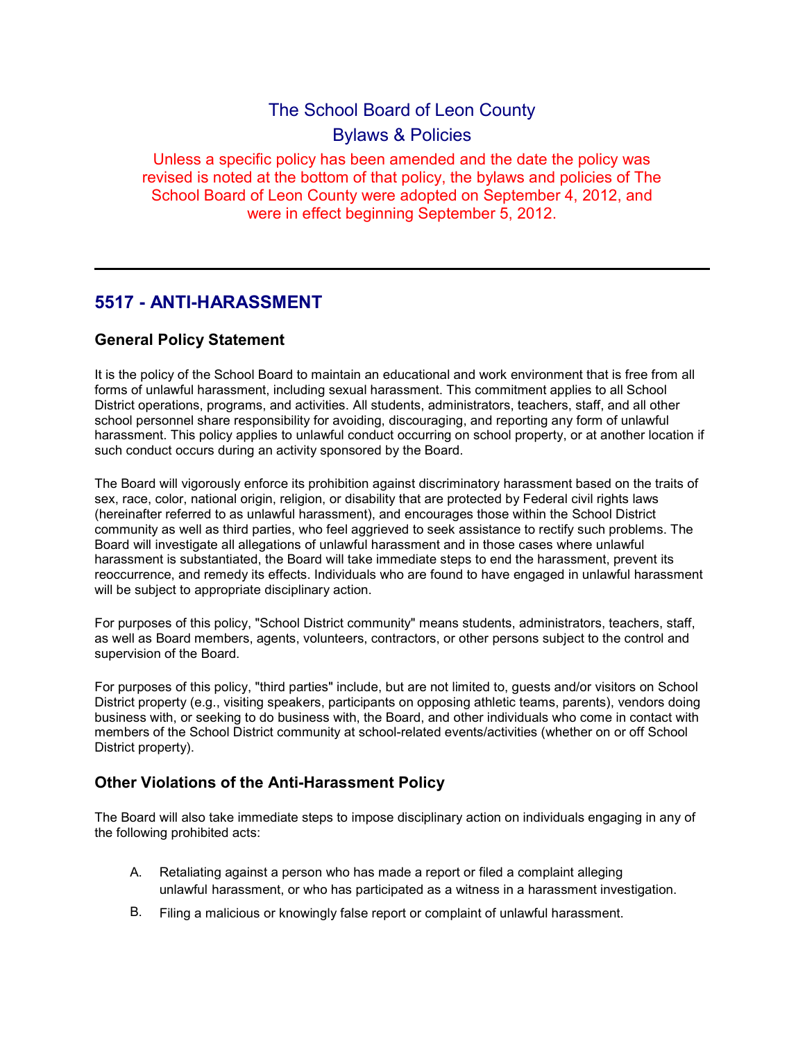# The School Board of Leon County

## Bylaws & Policies

Unless a specific policy has been amended and the date the policy was revised is noted at the bottom of that policy, the bylaws and policies of The School Board of Leon County were adopted on September 4, 2012, and were in effect beginning September 5, 2012.

---

## 5517 - ANTI-HARASSMENT

### General Policy Statement

It is the policy of the School Board to maintain an educational and work environment that is free from all forms of unlawful harassment, including sexual harassment. This commitment applies to all School District operations, programs, and activities. All students, administrators, teachers, staff, and all other school personnel share responsibility for avoiding, discouraging, and reporting any form of unlawful harassment. This policy applies to unlawful conduct occurring on school property, or at another location if such conduct occurs during an activity sponsored by the Board.

The Board will vigorously enforce its prohibition against discriminatory harassment based on the traits of sex, race, color, national origin, religion, or disability that are protected by Federal civil rights laws (hereinafter referred to as unlawful harassment), and encourages those within the School District community as well as third parties, who feel aggrieved to seek assistance to rectify such problems. The Board will investigate all allegations of unlawful harassment and in those cases where unlawful harassment is substantiated, the Board will take immediate steps to end the harassment, prevent its reoccurrence, and remedy its effects. Individuals who are found to have engaged in unlawful harassment will be subject to appropriate disciplinary action.

For purposes of this policy, "School District community" means students, administrators, teachers, staff, as well as Board members, agents, volunteers, contractors, or other persons subject to the control and supervision of the Board.

For purposes of this policy, "third parties" include, but are not limited to, guests and/or visitors on School District property (e.g., visiting speakers, participants on opposing athletic teams, parents), vendors doing business with, or seeking to do business with, the Board, and other individuals who come in contact with members of the School District community at school-related events/activities (whether on or off School District property).

### Other Violations of the Anti-Harassment Policy

The Board will also take immediate steps to impose disciplinary action on individuals engaging in any of the following prohibited acts:

A. Retaliating against a person who has made a report or filed a complaint alleging unlawful harassment, or who has participated as a witness in a harassment investigation.

B. Filing a malicious or knowingly false report or complaint of unlawful harassment.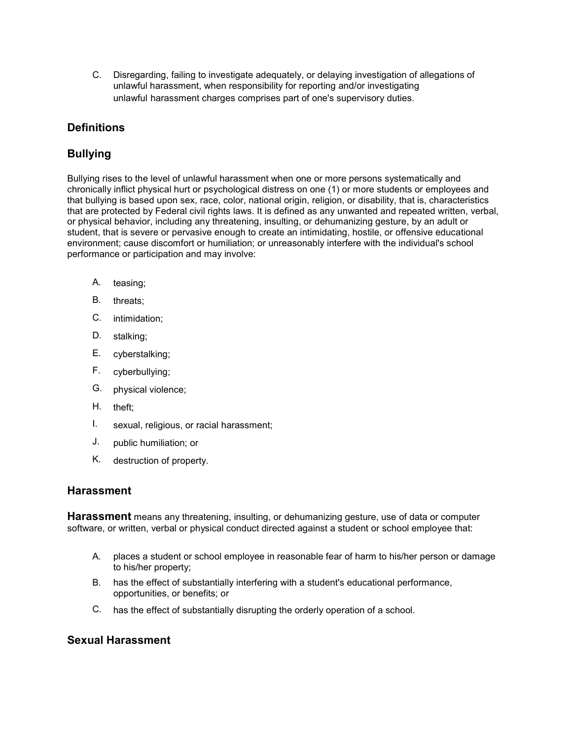C. Disregarding, failing to investigate adequately, or delaying investigation of allegations of unlawful harassment, when responsibility for reporting and/or investigating unlawful harassment charges comprises part of one's supervisory duties.

## Definitions

## Bullying

Bullying rises to the level of unlawful harassment when one or more persons systematically and chronically inflict physical hurt or psychological distress on one (1) or more students or employees and that bullying is based upon sex, race, color, national origin, religion, or disability, that is, characteristics that are protected by Federal civil rights laws. It is defined as any unwanted and repeated written, verbal, or physical behavior, including any threatening, insulting, or dehumanizing gesture, by an adult or student, that is severe or pervasive enough to create an intimidating, hostile, or offensive educational environment; cause discomfort or humiliation; or unreasonably interfere with the individual's school performance or participation and may involve:

A. teasing;
B. threats;
C. intimidation;
D. stalking;
E. cyberstalking;
F. cyberbullying;
G. physical violence;
H. theft;
I. sexual, religious, or racial harassment;
J. public humiliation; or
K. destruction of property.

## Harassment

**Harassment** means any threatening, insulting, or dehumanizing gesture, use of data or computer software, or written, verbal or physical conduct directed against a student or school employee that:

A. places a student or school employee in reasonable fear of harm to his/her person or damage to his/her property;
B. has the effect of substantially interfering with a student's educational performance, opportunities, or benefits; or
C. has the effect of substantially disrupting the orderly operation of a school.

## Sexual Harassment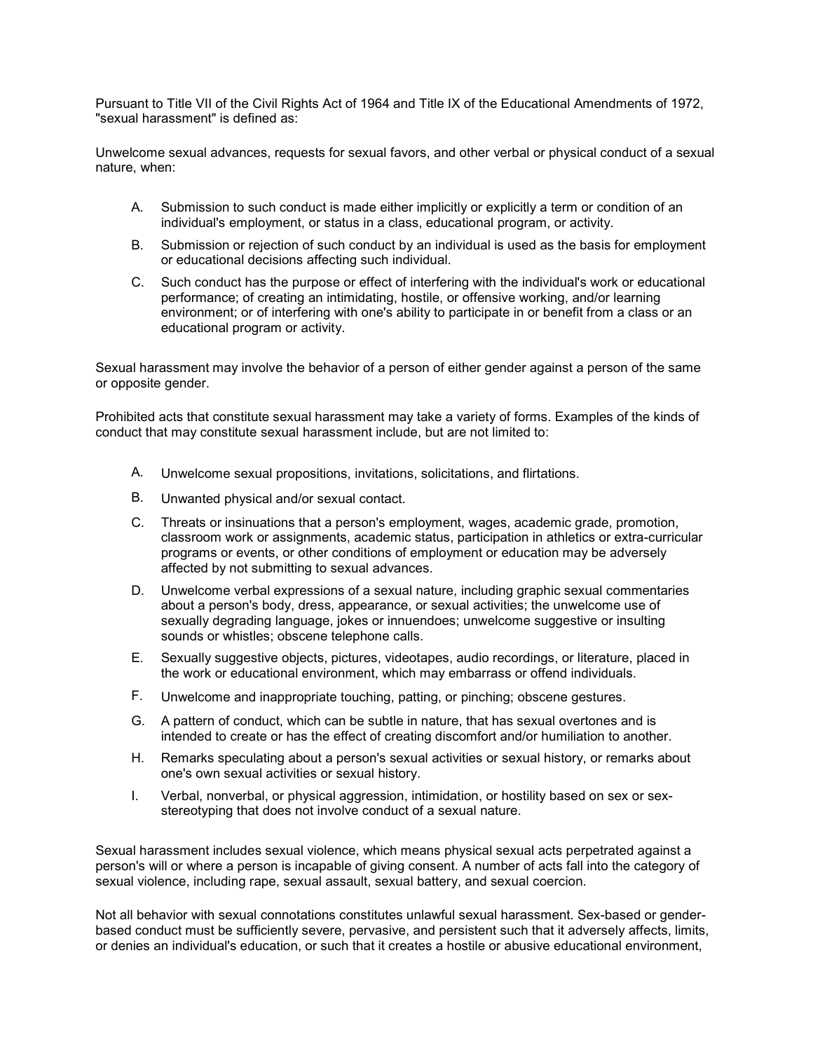Pursuant to Title VII of the Civil Rights Act of 1964 and Title IX of the Educational Amendments of 1972, "sexual harassment" is defined as:

Unwelcome sexual advances, requests for sexual favors, and other verbal or physical conduct of a sexual nature, when:

A. Submission to such conduct is made either implicitly or explicitly a term or condition of an individual's employment, or status in a class, educational program, or activity.

B. Submission or rejection of such conduct by an individual is used as the basis for employment or educational decisions affecting such individual.

C. Such conduct has the purpose or effect of interfering with the individual's work or educational performance; of creating an intimidating, hostile, or offensive working, and/or learning environment; or of interfering with one's ability to participate in or benefit from a class or an educational program or activity.

Sexual harassment may involve the behavior of a person of either gender against a person of the same or opposite gender.

Prohibited acts that constitute sexual harassment may take a variety of forms. Examples of the kinds of conduct that may constitute sexual harassment include, but are not limited to:

A. Unwelcome sexual propositions, invitations, solicitations, and flirtations.

B. Unwanted physical and/or sexual contact.

C. Threats or insinuations that a person's employment, wages, academic grade, promotion, classroom work or assignments, academic status, participation in athletics or extra-curricular programs or events, or other conditions of employment or education may be adversely affected by not submitting to sexual advances.

D. Unwelcome verbal expressions of a sexual nature, including graphic sexual commentaries about a person's body, dress, appearance, or sexual activities; the unwelcome use of sexually degrading language, jokes or innuendoes; unwelcome suggestive or insulting sounds or whistles; obscene telephone calls.

E. Sexually suggestive objects, pictures, videotapes, audio recordings, or literature, placed in the work or educational environment, which may embarrass or offend individuals.

F. Unwelcome and inappropriate touching, patting, or pinching; obscene gestures.

G. A pattern of conduct, which can be subtle in nature, that has sexual overtones and is intended to create or has the effect of creating discomfort and/or humiliation to another.

H. Remarks speculating about a person's sexual activities or sexual history, or remarks about one's own sexual activities or sexual history.

I. Verbal, nonverbal, or physical aggression, intimidation, or hostility based on sex or sex-stereotyping that does not involve conduct of a sexual nature.

Sexual harassment includes sexual violence, which means physical sexual acts perpetrated against a person's will or where a person is incapable of giving consent. A number of acts fall into the category of sexual violence, including rape, sexual assault, sexual battery, and sexual coercion.

Not all behavior with sexual connotations constitutes unlawful sexual harassment. Sex-based or gender-based conduct must be sufficiently severe, pervasive, and persistent such that it adversely affects, limits, or denies an individual's education, or such that it creates a hostile or abusive educational environment,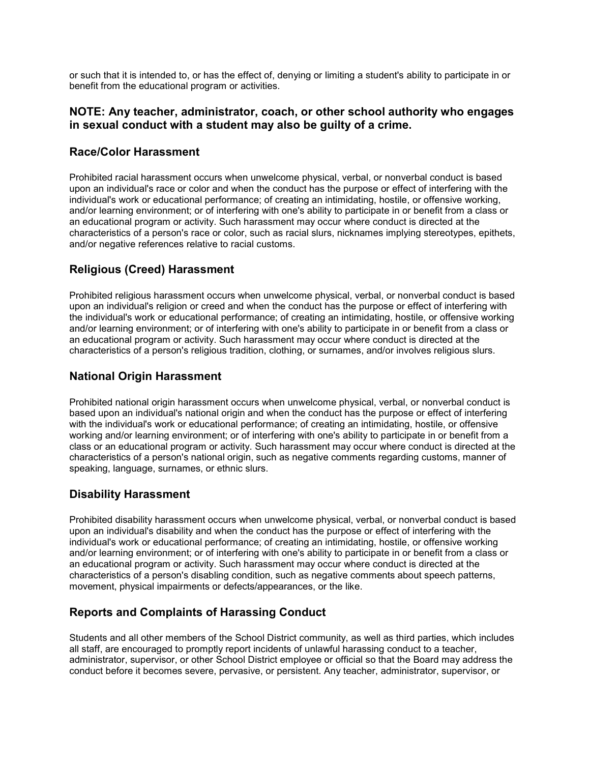or such that it is intended to, or has the effect of, denying or limiting a student's ability to participate in or benefit from the educational program or activities.

### NOTE: Any teacher, administrator, coach, or other school authority who engages in sexual conduct with a student may also be guilty of a crime.

### Race/Color Harassment

Prohibited racial harassment occurs when unwelcome physical, verbal, or nonverbal conduct is based upon an individual's race or color and when the conduct has the purpose or effect of interfering with the individual's work or educational performance; of creating an intimidating, hostile, or offensive working, and/or learning environment; or of interfering with one's ability to participate in or benefit from a class or an educational program or activity. Such harassment may occur where conduct is directed at the characteristics of a person's race or color, such as racial slurs, nicknames implying stereotypes, epithets, and/or negative references relative to racial customs.

### Religious (Creed) Harassment

Prohibited religious harassment occurs when unwelcome physical, verbal, or nonverbal conduct is based upon an individual's religion or creed and when the conduct has the purpose or effect of interfering with the individual's work or educational performance; of creating an intimidating, hostile, or offensive working and/or learning environment; or of interfering with one's ability to participate in or benefit from a class or an educational program or activity. Such harassment may occur where conduct is directed at the characteristics of a person's religious tradition, clothing, or surnames, and/or involves religious slurs.

### National Origin Harassment

Prohibited national origin harassment occurs when unwelcome physical, verbal, or nonverbal conduct is based upon an individual's national origin and when the conduct has the purpose or effect of interfering with the individual's work or educational performance; of creating an intimidating, hostile, or offensive working and/or learning environment; or of interfering with one's ability to participate in or benefit from a class or an educational program or activity. Such harassment may occur where conduct is directed at the characteristics of a person's national origin, such as negative comments regarding customs, manner of speaking, language, surnames, or ethnic slurs.

### Disability Harassment

Prohibited disability harassment occurs when unwelcome physical, verbal, or nonverbal conduct is based upon an individual's disability and when the conduct has the purpose or effect of interfering with the individual's work or educational performance; of creating an intimidating, hostile, or offensive working and/or learning environment; or of interfering with one's ability to participate in or benefit from a class or an educational program or activity. Such harassment may occur where conduct is directed at the characteristics of a person's disabling condition, such as negative comments about speech patterns, movement, physical impairments or defects/appearances, or the like.

### Reports and Complaints of Harassing Conduct

Students and all other members of the School District community, as well as third parties, which includes all staff, are encouraged to promptly report incidents of unlawful harassing conduct to a teacher, administrator, supervisor, or other School District employee or official so that the Board may address the conduct before it becomes severe, pervasive, or persistent. Any teacher, administrator, supervisor, or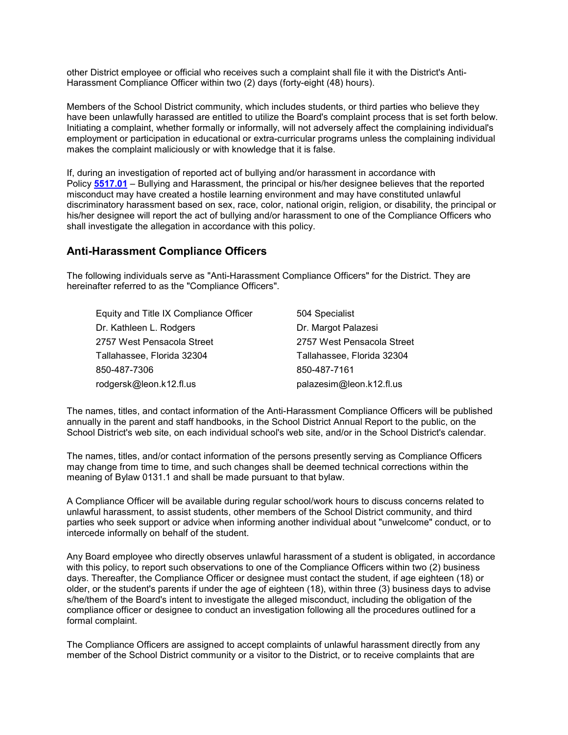other District employee or official who receives such a complaint shall file it with the District's Anti-Harassment Compliance Officer within two (2) days (forty-eight (48) hours).

Members of the School District community, which includes students, or third parties who believe they have been unlawfully harassed are entitled to utilize the Board's complaint process that is set forth below. Initiating a complaint, whether formally or informally, will not adversely affect the complaining individual's employment or participation in educational or extra-curricular programs unless the complaining individual makes the complaint maliciously or with knowledge that it is false.

If, during an investigation of reported act of bullying and/or harassment in accordance with Policy **5517.01** – Bullying and Harassment, the principal or his/her designee believes that the reported misconduct may have created a hostile learning environment and may have constituted unlawful discriminatory harassment based on sex, race, color, national origin, religion, or disability, the principal or his/her designee will report the act of bullying and/or harassment to one of the Compliance Officers who shall investigate the allegation in accordance with this policy.

## Anti-Harassment Compliance Officers

The following individuals serve as "Anti-Harassment Compliance Officers" for the District. They are hereinafter referred to as the "Compliance Officers".

| Equity and Title IX Compliance Officer | 504 Specialist |
|---|---|
| Dr. Kathleen L. Rodgers | Dr. Margot Palazesi |
| 2757 West Pensacola Street | 2757 West Pensacola Street |
| Tallahassee, Florida 32304 | Tallahassee, Florida 32304 |
| 850-487-7306 | 850-487-7161 |
| rodgersk@leon.k12.fl.us | palazesim@leon.k12.fl.us |

The names, titles, and contact information of the Anti-Harassment Compliance Officers will be published annually in the parent and staff handbooks, in the School District Annual Report to the public, on the School District's web site, on each individual school's web site, and/or in the School District's calendar.

The names, titles, and/or contact information of the persons presently serving as Compliance Officers may change from time to time, and such changes shall be deemed technical corrections within the meaning of Bylaw 0131.1 and shall be made pursuant to that bylaw.

A Compliance Officer will be available during regular school/work hours to discuss concerns related to unlawful harassment, to assist students, other members of the School District community, and third parties who seek support or advice when informing another individual about "unwelcome" conduct, or to intercede informally on behalf of the student.

Any Board employee who directly observes unlawful harassment of a student is obligated, in accordance with this policy, to report such observations to one of the Compliance Officers within two (2) business days. Thereafter, the Compliance Officer or designee must contact the student, if age eighteen (18) or older, or the student's parents if under the age of eighteen (18), within three (3) business days to advise s/he/them of the Board's intent to investigate the alleged misconduct, including the obligation of the compliance officer or designee to conduct an investigation following all the procedures outlined for a formal complaint.

The Compliance Officers are assigned to accept complaints of unlawful harassment directly from any member of the School District community or a visitor to the District, or to receive complaints that are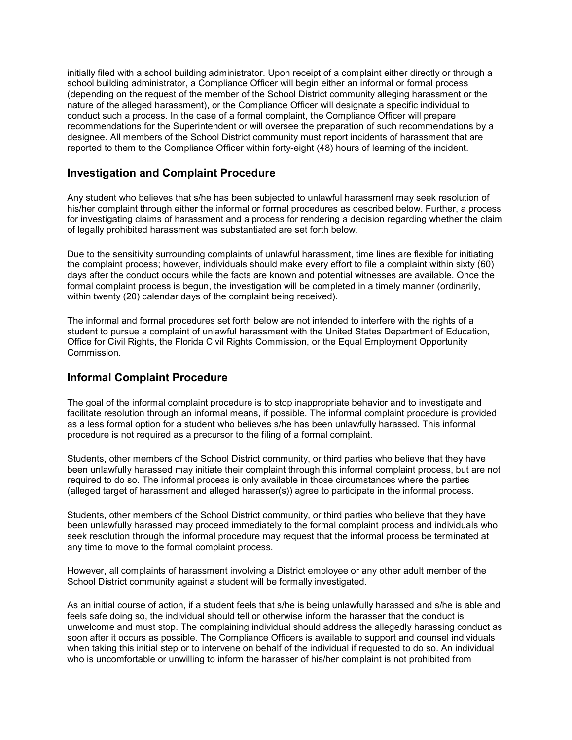initially filed with a school building administrator. Upon receipt of a complaint either directly or through a school building administrator, a Compliance Officer will begin either an informal or formal process (depending on the request of the member of the School District community alleging harassment or the nature of the alleged harassment), or the Compliance Officer will designate a specific individual to conduct such a process. In the case of a formal complaint, the Compliance Officer will prepare recommendations for the Superintendent or will oversee the preparation of such recommendations by a designee. All members of the School District community must report incidents of harassment that are reported to them to the Compliance Officer within forty-eight (48) hours of learning of the incident.

## Investigation and Complaint Procedure

Any student who believes that s/he has been subjected to unlawful harassment may seek resolution of his/her complaint through either the informal or formal procedures as described below. Further, a process for investigating claims of harassment and a process for rendering a decision regarding whether the claim of legally prohibited harassment was substantiated are set forth below.

Due to the sensitivity surrounding complaints of unlawful harassment, time lines are flexible for initiating the complaint process; however, individuals should make every effort to file a complaint within sixty (60) days after the conduct occurs while the facts are known and potential witnesses are available. Once the formal complaint process is begun, the investigation will be completed in a timely manner (ordinarily, within twenty (20) calendar days of the complaint being received).

The informal and formal procedures set forth below are not intended to interfere with the rights of a student to pursue a complaint of unlawful harassment with the United States Department of Education, Office for Civil Rights, the Florida Civil Rights Commission, or the Equal Employment Opportunity Commission.

## Informal Complaint Procedure

The goal of the informal complaint procedure is to stop inappropriate behavior and to investigate and facilitate resolution through an informal means, if possible. The informal complaint procedure is provided as a less formal option for a student who believes s/he has been unlawfully harassed. This informal procedure is not required as a precursor to the filing of a formal complaint.

Students, other members of the School District community, or third parties who believe that they have been unlawfully harassed may initiate their complaint through this informal complaint process, but are not required to do so. The informal process is only available in those circumstances where the parties (alleged target of harassment and alleged harasser(s)) agree to participate in the informal process.

Students, other members of the School District community, or third parties who believe that they have been unlawfully harassed may proceed immediately to the formal complaint process and individuals who seek resolution through the informal procedure may request that the informal process be terminated at any time to move to the formal complaint process.

However, all complaints of harassment involving a District employee or any other adult member of the School District community against a student will be formally investigated.

As an initial course of action, if a student feels that s/he is being unlawfully harassed and s/he is able and feels safe doing so, the individual should tell or otherwise inform the harasser that the conduct is unwelcome and must stop. The complaining individual should address the allegedly harassing conduct as soon after it occurs as possible. The Compliance Officers is available to support and counsel individuals when taking this initial step or to intervene on behalf of the individual if requested to do so. An individual who is uncomfortable or unwilling to inform the harasser of his/her complaint is not prohibited from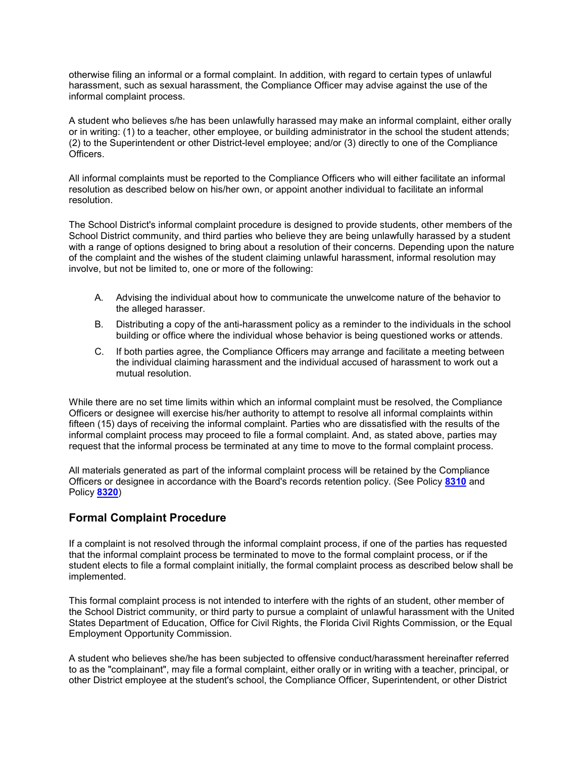otherwise filing an informal or a formal complaint. In addition, with regard to certain types of unlawful harassment, such as sexual harassment, the Compliance Officer may advise against the use of the informal complaint process.

A student who believes s/he has been unlawfully harassed may make an informal complaint, either orally or in writing: (1) to a teacher, other employee, or building administrator in the school the student attends; (2) to the Superintendent or other District-level employee; and/or (3) directly to one of the Compliance Officers.

All informal complaints must be reported to the Compliance Officers who will either facilitate an informal resolution as described below on his/her own, or appoint another individual to facilitate an informal resolution.

The School District's informal complaint procedure is designed to provide students, other members of the School District community, and third parties who believe they are being unlawfully harassed by a student with a range of options designed to bring about a resolution of their concerns. Depending upon the nature of the complaint and the wishes of the student claiming unlawful harassment, informal resolution may involve, but not be limited to, one or more of the following:

A. Advising the individual about how to communicate the unwelcome nature of the behavior to the alleged harasser.
B. Distributing a copy of the anti-harassment policy as a reminder to the individuals in the school building or office where the individual whose behavior is being questioned works or attends.
C. If both parties agree, the Compliance Officers may arrange and facilitate a meeting between the individual claiming harassment and the individual accused of harassment to work out a mutual resolution.

While there are no set time limits within which an informal complaint must be resolved, the Compliance Officers or designee will exercise his/her authority to attempt to resolve all informal complaints within fifteen (15) days of receiving the informal complaint. Parties who are dissatisfied with the results of the informal complaint process may proceed to file a formal complaint. And, as stated above, parties may request that the informal process be terminated at any time to move to the formal complaint process.

All materials generated as part of the informal complaint process will be retained by the Compliance Officers or designee in accordance with the Board's records retention policy. (See Policy **8310** and Policy **8320**)

## Formal Complaint Procedure

If a complaint is not resolved through the informal complaint process, if one of the parties has requested that the informal complaint process be terminated to move to the formal complaint process, or if the student elects to file a formal complaint initially, the formal complaint process as described below shall be implemented.

This formal complaint process is not intended to interfere with the rights of an student, other member of the School District community, or third party to pursue a complaint of unlawful harassment with the United States Department of Education, Office for Civil Rights, the Florida Civil Rights Commission, or the Equal Employment Opportunity Commission.

A student who believes she/he has been subjected to offensive conduct/harassment hereinafter referred to as the "complainant", may file a formal complaint, either orally or in writing with a teacher, principal, or other District employee at the student's school, the Compliance Officer, Superintendent, or other District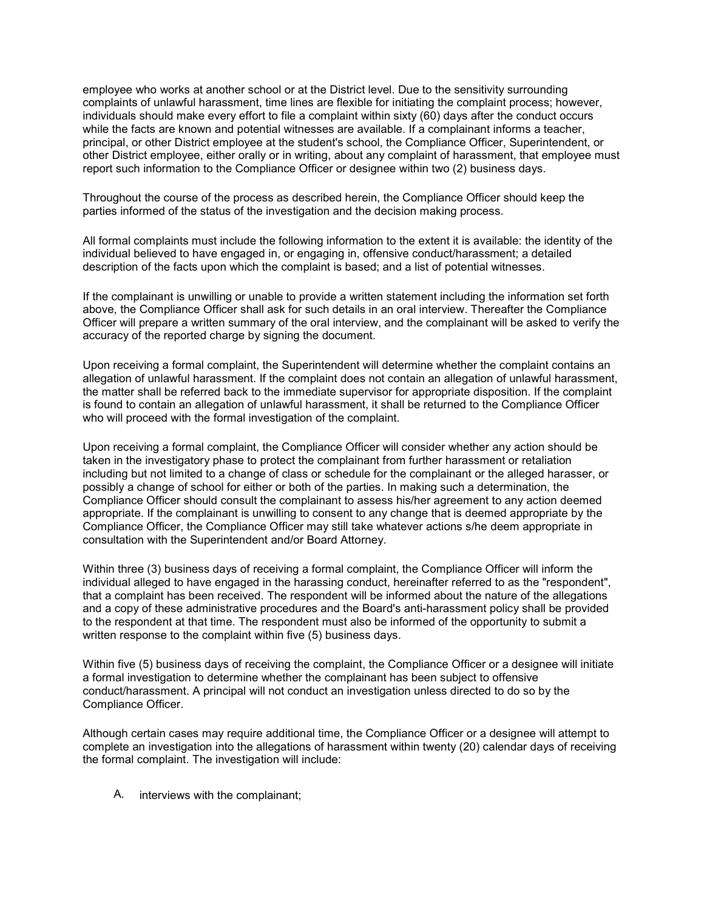employee who works at another school or at the District level. Due to the sensitivity surrounding complaints of unlawful harassment, time lines are flexible for initiating the complaint process; however, individuals should make every effort to file a complaint within sixty (60) days after the conduct occurs while the facts are known and potential witnesses are available. If a complainant informs a teacher, principal, or other District employee at the student's school, the Compliance Officer, Superintendent, or other District employee, either orally or in writing, about any complaint of harassment, that employee must report such information to the Compliance Officer or designee within two (2) business days.

Throughout the course of the process as described herein, the Compliance Officer should keep the parties informed of the status of the investigation and the decision making process.

All formal complaints must include the following information to the extent it is available: the identity of the individual believed to have engaged in, or engaging in, offensive conduct/harassment; a detailed description of the facts upon which the complaint is based; and a list of potential witnesses.

If the complainant is unwilling or unable to provide a written statement including the information set forth above, the Compliance Officer shall ask for such details in an oral interview. Thereafter the Compliance Officer will prepare a written summary of the oral interview, and the complainant will be asked to verify the accuracy of the reported charge by signing the document.

Upon receiving a formal complaint, the Superintendent will determine whether the complaint contains an allegation of unlawful harassment. If the complaint does not contain an allegation of unlawful harassment, the matter shall be referred back to the immediate supervisor for appropriate disposition. If the complaint is found to contain an allegation of unlawful harassment, it shall be returned to the Compliance Officer who will proceed with the formal investigation of the complaint.

Upon receiving a formal complaint, the Compliance Officer will consider whether any action should be taken in the investigatory phase to protect the complainant from further harassment or retaliation including but not limited to a change of class or schedule for the complainant or the alleged harasser, or possibly a change of school for either or both of the parties. In making such a determination, the Compliance Officer should consult the complainant to assess his/her agreement to any action deemed appropriate. If the complainant is unwilling to consent to any change that is deemed appropriate by the Compliance Officer, the Compliance Officer may still take whatever actions s/he deem appropriate in consultation with the Superintendent and/or Board Attorney.

Within three (3) business days of receiving a formal complaint, the Compliance Officer will inform the individual alleged to have engaged in the harassing conduct, hereinafter referred to as the "respondent", that a complaint has been received. The respondent will be informed about the nature of the allegations and a copy of these administrative procedures and the Board's anti-harassment policy shall be provided to the respondent at that time. The respondent must also be informed of the opportunity to submit a written response to the complaint within five (5) business days.

Within five (5) business days of receiving the complaint, the Compliance Officer or a designee will initiate a formal investigation to determine whether the complainant has been subject to offensive conduct/harassment. A principal will not conduct an investigation unless directed to do so by the Compliance Officer.

Although certain cases may require additional time, the Compliance Officer or a designee will attempt to complete an investigation into the allegations of harassment within twenty (20) calendar days of receiving the formal complaint. The investigation will include:

A. interviews with the complainant;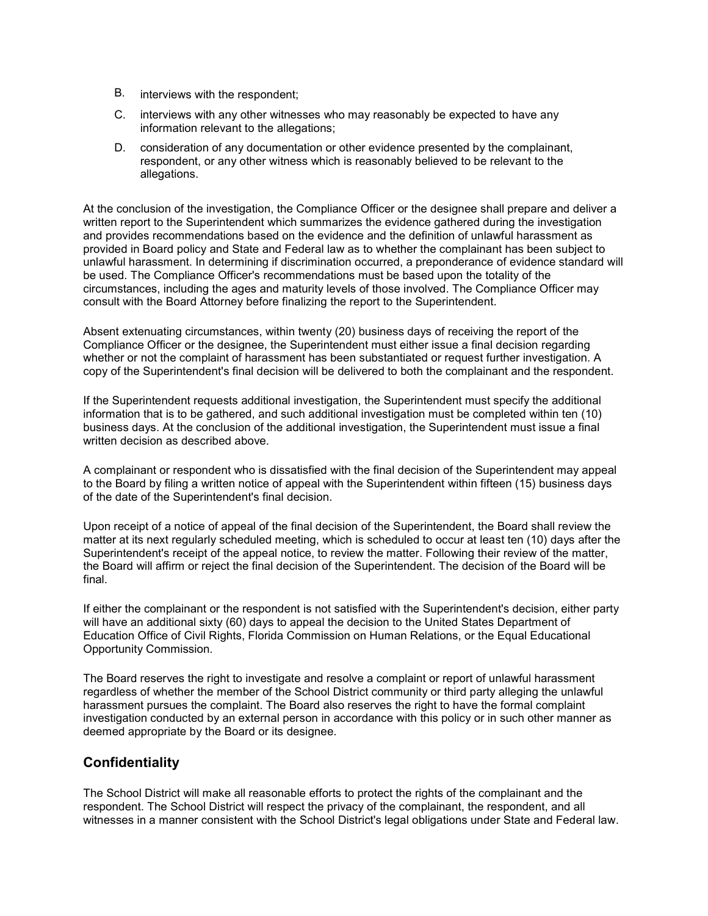B. interviews with the respondent;

C. interviews with any other witnesses who may reasonably be expected to have any information relevant to the allegations;

D. consideration of any documentation or other evidence presented by the complainant, respondent, or any other witness which is reasonably believed to be relevant to the allegations.

At the conclusion of the investigation, the Compliance Officer or the designee shall prepare and deliver a written report to the Superintendent which summarizes the evidence gathered during the investigation and provides recommendations based on the evidence and the definition of unlawful harassment as provided in Board policy and State and Federal law as to whether the complainant has been subject to unlawful harassment. In determining if discrimination occurred, a preponderance of evidence standard will be used. The Compliance Officer's recommendations must be based upon the totality of the circumstances, including the ages and maturity levels of those involved. The Compliance Officer may consult with the Board Attorney before finalizing the report to the Superintendent.

Absent extenuating circumstances, within twenty (20) business days of receiving the report of the Compliance Officer or the designee, the Superintendent must either issue a final decision regarding whether or not the complaint of harassment has been substantiated or request further investigation. A copy of the Superintendent's final decision will be delivered to both the complainant and the respondent.

If the Superintendent requests additional investigation, the Superintendent must specify the additional information that is to be gathered, and such additional investigation must be completed within ten (10) business days. At the conclusion of the additional investigation, the Superintendent must issue a final written decision as described above.

A complainant or respondent who is dissatisfied with the final decision of the Superintendent may appeal to the Board by filing a written notice of appeal with the Superintendent within fifteen (15) business days of the date of the Superintendent's final decision.

Upon receipt of a notice of appeal of the final decision of the Superintendent, the Board shall review the matter at its next regularly scheduled meeting, which is scheduled to occur at least ten (10) days after the Superintendent's receipt of the appeal notice, to review the matter. Following their review of the matter, the Board will affirm or reject the final decision of the Superintendent. The decision of the Board will be final.

If either the complainant or the respondent is not satisfied with the Superintendent's decision, either party will have an additional sixty (60) days to appeal the decision to the United States Department of Education Office of Civil Rights, Florida Commission on Human Relations, or the Equal Educational Opportunity Commission.

The Board reserves the right to investigate and resolve a complaint or report of unlawful harassment regardless of whether the member of the School District community or third party alleging the unlawful harassment pursues the complaint. The Board also reserves the right to have the formal complaint investigation conducted by an external person in accordance with this policy or in such other manner as deemed appropriate by the Board or its designee.

## Confidentiality

The School District will make all reasonable efforts to protect the rights of the complainant and the respondent. The School District will respect the privacy of the complainant, the respondent, and all witnesses in a manner consistent with the School District's legal obligations under State and Federal law.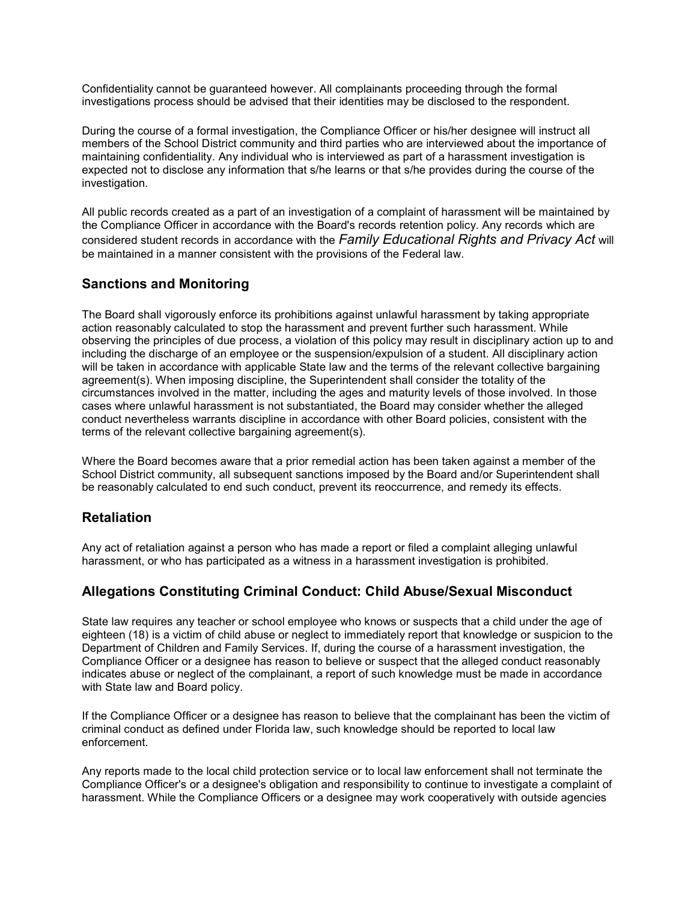Confidentiality cannot be guaranteed however. All complainants proceeding through the formal investigations process should be advised that their identities may be disclosed to the respondent.

During the course of a formal investigation, the Compliance Officer or his/her designee will instruct all members of the School District community and third parties who are interviewed about the importance of maintaining confidentiality. Any individual who is interviewed as part of a harassment investigation is expected not to disclose any information that s/he learns or that s/he provides during the course of the investigation.

All public records created as a part of an investigation of a complaint of harassment will be maintained by the Compliance Officer in accordance with the Board's records retention policy. Any records which are considered student records in accordance with the *Family Educational Rights and Privacy Act* will be maintained in a manner consistent with the provisions of the Federal law.

## Sanctions and Monitoring

The Board shall vigorously enforce its prohibitions against unlawful harassment by taking appropriate action reasonably calculated to stop the harassment and prevent further such harassment. While observing the principles of due process, a violation of this policy may result in disciplinary action up to and including the discharge of an employee or the suspension/expulsion of a student. All disciplinary action will be taken in accordance with applicable State law and the terms of the relevant collective bargaining agreement(s). When imposing discipline, the Superintendent shall consider the totality of the circumstances involved in the matter, including the ages and maturity levels of those involved. In those cases where unlawful harassment is not substantiated, the Board may consider whether the alleged conduct nevertheless warrants discipline in accordance with other Board policies, consistent with the terms of the relevant collective bargaining agreement(s).

Where the Board becomes aware that a prior remedial action has been taken against a member of the School District community, all subsequent sanctions imposed by the Board and/or Superintendent shall be reasonably calculated to end such conduct, prevent its reoccurrence, and remedy its effects.

## Retaliation

Any act of retaliation against a person who has made a report or filed a complaint alleging unlawful harassment, or who has participated as a witness in a harassment investigation is prohibited.

## Allegations Constituting Criminal Conduct: Child Abuse/Sexual Misconduct

State law requires any teacher or school employee who knows or suspects that a child under the age of eighteen (18) is a victim of child abuse or neglect to immediately report that knowledge or suspicion to the Department of Children and Family Services. If, during the course of a harassment investigation, the Compliance Officer or a designee has reason to believe or suspect that the alleged conduct reasonably indicates abuse or neglect of the complainant, a report of such knowledge must be made in accordance with State law and Board policy.

If the Compliance Officer or a designee has reason to believe that the complainant has been the victim of criminal conduct as defined under Florida law, such knowledge should be reported to local law enforcement.

Any reports made to the local child protection service or to local law enforcement shall not terminate the Compliance Officer's or a designee's obligation and responsibility to continue to investigate a complaint of harassment. While the Compliance Officers or a designee may work cooperatively with outside agencies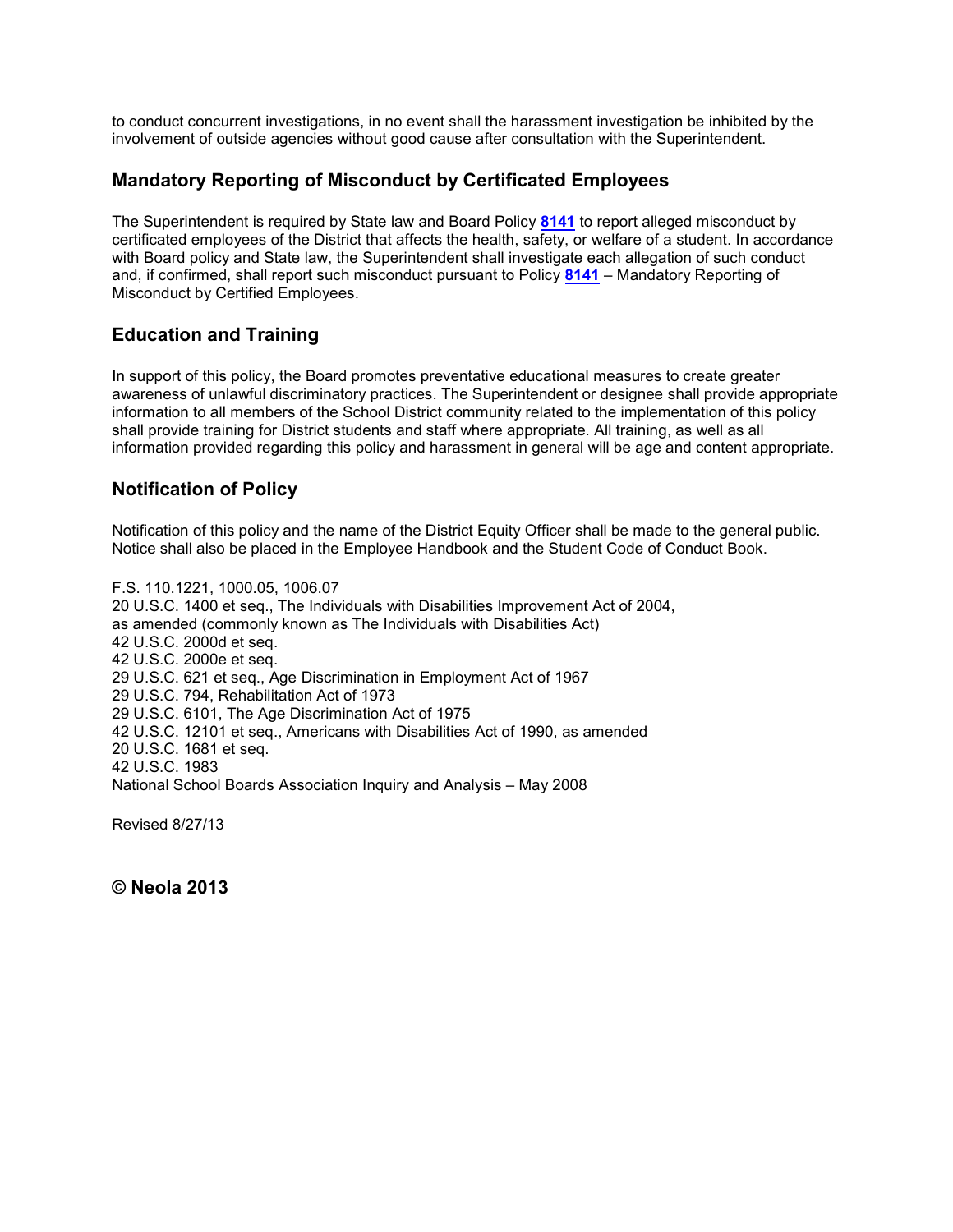to conduct concurrent investigations, in no event shall the harassment investigation be inhibited by the involvement of outside agencies without good cause after consultation with the Superintendent.

## Mandatory Reporting of Misconduct by Certificated Employees

The Superintendent is required by State law and Board Policy **8141** to report alleged misconduct by certificated employees of the District that affects the health, safety, or welfare of a student. In accordance with Board policy and State law, the Superintendent shall investigate each allegation of such conduct and, if confirmed, shall report such misconduct pursuant to Policy **8141** – Mandatory Reporting of Misconduct by Certified Employees.

## Education and Training

In support of this policy, the Board promotes preventative educational measures to create greater awareness of unlawful discriminatory practices. The Superintendent or designee shall provide appropriate information to all members of the School District community related to the implementation of this policy shall provide training for District students and staff where appropriate. All training, as well as all information provided regarding this policy and harassment in general will be age and content appropriate.

## Notification of Policy

Notification of this policy and the name of the District Equity Officer shall be made to the general public. Notice shall also be placed in the Employee Handbook and the Student Code of Conduct Book.

F.S. 110.1221, 1000.05, 1006.07
20 U.S.C. 1400 et seq., The Individuals with Disabilities Improvement Act of 2004, as amended (commonly known as The Individuals with Disabilities Act)
42 U.S.C. 2000d et seq.
42 U.S.C. 2000e et seq.
29 U.S.C. 621 et seq., Age Discrimination in Employment Act of 1967
29 U.S.C. 794, Rehabilitation Act of 1973
29 U.S.C. 6101, The Age Discrimination Act of 1975
42 U.S.C. 12101 et seq., Americans with Disabilities Act of 1990, as amended
20 U.S.C. 1681 et seq.
42 U.S.C. 1983
National School Boards Association Inquiry and Analysis – May 2008

Revised 8/27/13

**© Neola 2013**